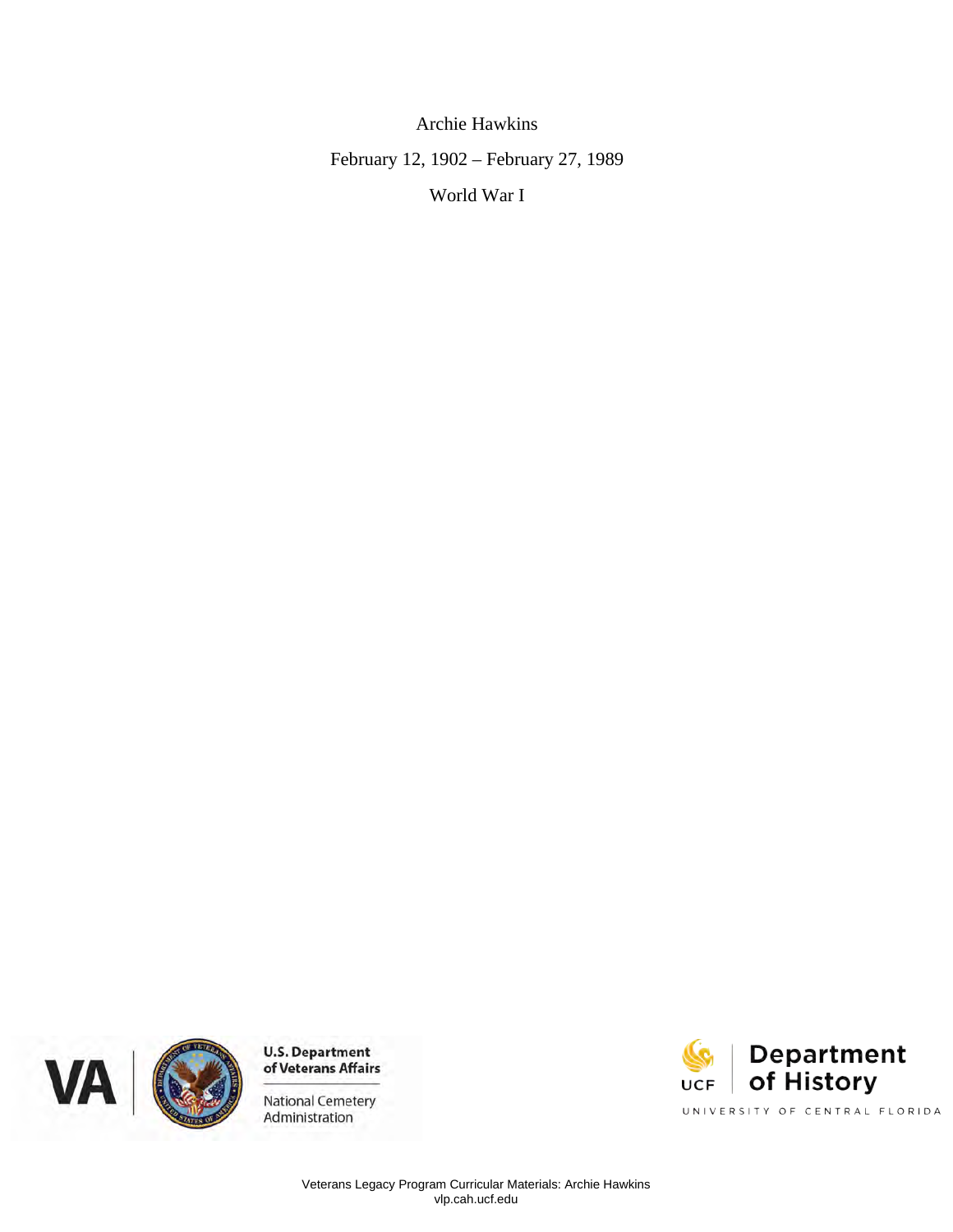# Archie Hawkins

February 12, 1902 – February 27, 1989

World War I

U.S. Department of Veterans Affairs

National Cemetery Administration

UCF Department of History

UNIVERSITY OF CENTRAL FLORIDA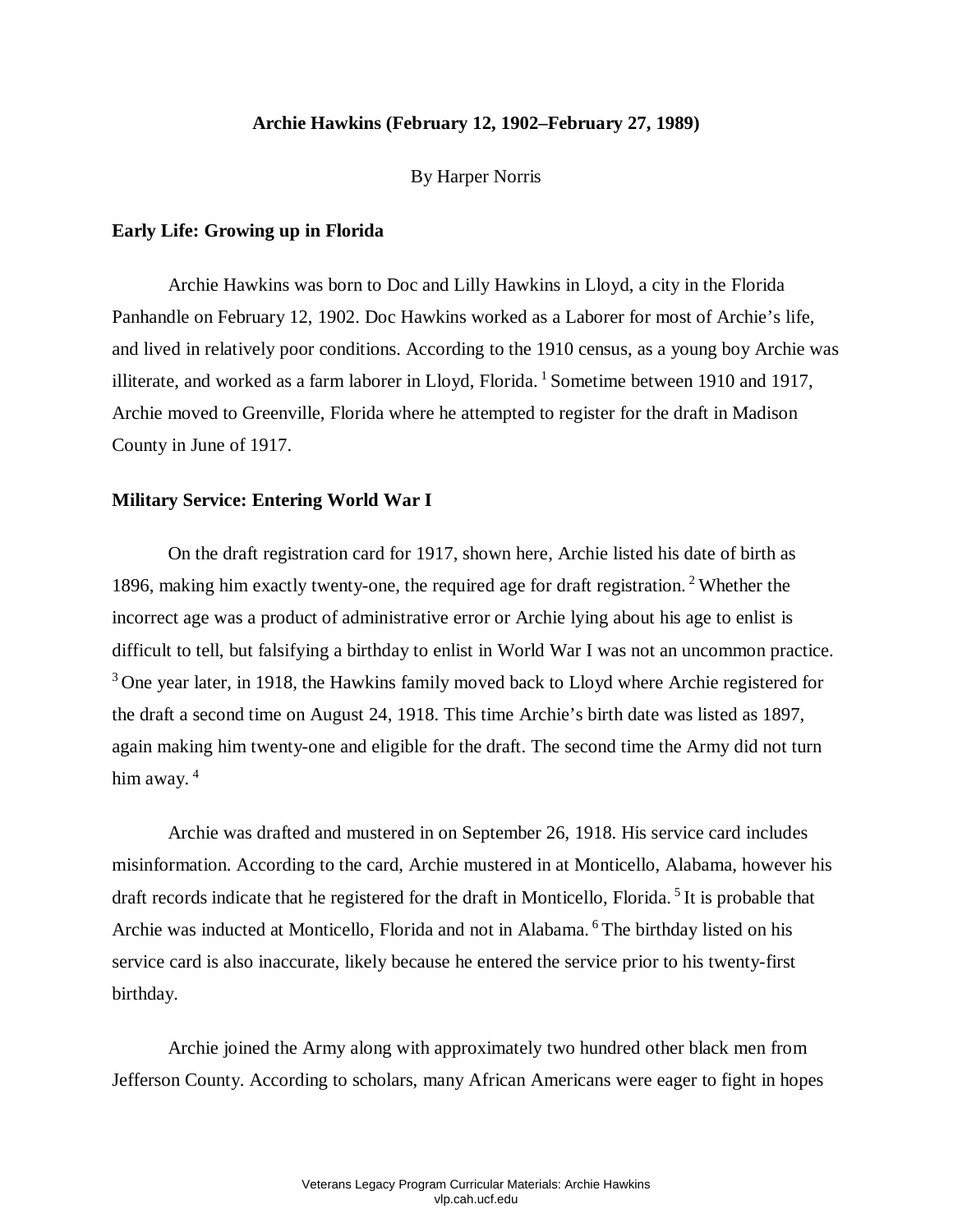**Archie Hawkins (February 12, 1902–February 27, 1989)**

By Harper Norris

## Early Life: Growing up in Florida

Archie Hawkins was born to Doc and Lilly Hawkins in Lloyd, a city in the Florida Panhandle on February 12, 1902. Doc Hawkins worked as a Laborer for most of Archie's life, and lived in relatively poor conditions. According to the 1910 census, as a young boy Archie was illiterate, and worked as a farm laborer in Lloyd, Florida. [1] Sometime between 1910 and 1917, Archie moved to Greenville, Florida where he attempted to register for the draft in Madison County in June of 1917.

## Military Service: Entering World War I

On the draft registration card for 1917, shown here, Archie listed his date of birth as 1896, making him exactly twenty-one, the required age for draft registration. [2] Whether the incorrect age was a product of administrative error or Archie lying about his age to enlist is difficult to tell, but falsifying a birthday to enlist in World War I was not an uncommon practice. [3] One year later, in 1918, the Hawkins family moved back to Lloyd where Archie registered for the draft a second time on August 24, 1918. This time Archie's birth date was listed as 1897, again making him twenty-one and eligible for the draft. The second time the Army did not turn him away. [4]

Archie was drafted and mustered in on September 26, 1918. His service card includes misinformation. According to the card, Archie mustered in at Monticello, Alabama, however his draft records indicate that he registered for the draft in Monticello, Florida. [5] It is probable that Archie was inducted at Monticello, Florida and not in Alabama. [6] The birthday listed on his service card is also inaccurate, likely because he entered the service prior to his twenty-first birthday.

Archie joined the Army along with approximately two hundred other black men from Jefferson County. According to scholars, many African Americans were eager to fight in hopes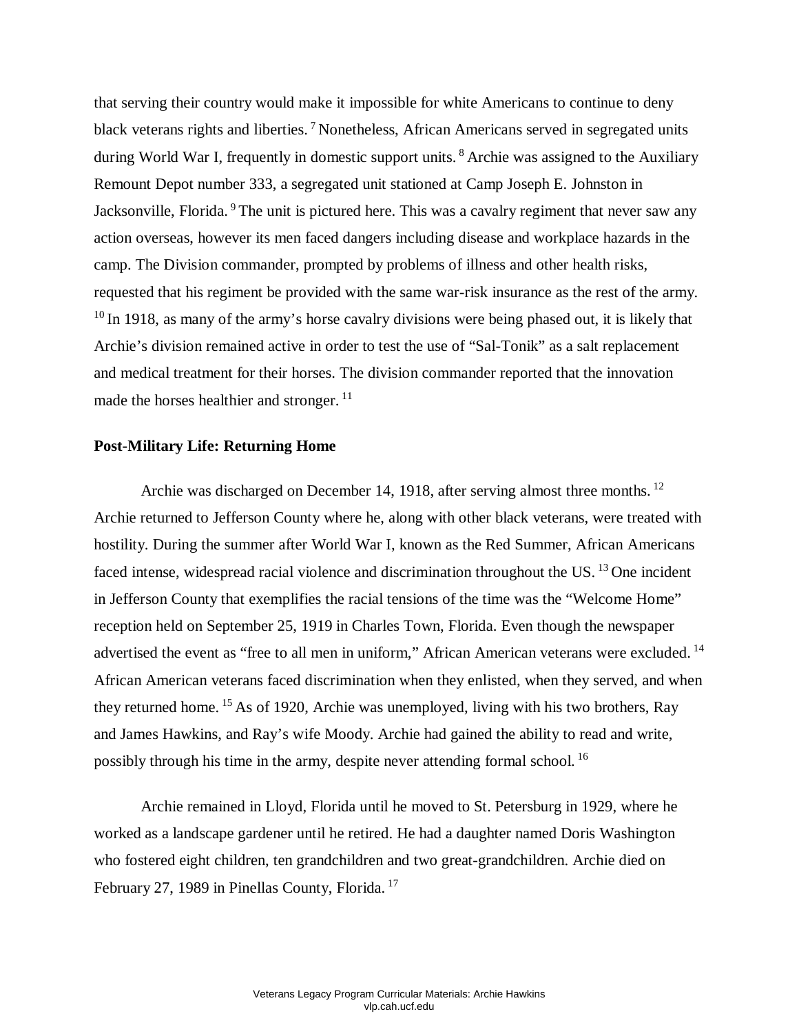that serving their country would make it impossible for white Americans to continue to deny black veterans rights and liberties. [7] Nonetheless, African Americans served in segregated units during World War I, frequently in domestic support units. [8] Archie was assigned to the Auxiliary Remount Depot number 333, a segregated unit stationed at Camp Joseph E. Johnston in Jacksonville, Florida. [9] The unit is pictured here. This was a cavalry regiment that never saw any action overseas, however its men faced dangers including disease and workplace hazards in the camp. The Division commander, prompted by problems of illness and other health risks, requested that his regiment be provided with the same war-risk insurance as the rest of the army. [10] In 1918, as many of the army's horse cavalry divisions were being phased out, it is likely that Archie's division remained active in order to test the use of "Sal-Tonik" as a salt replacement and medical treatment for their horses. The division commander reported that the innovation made the horses healthier and stronger. [11]

**Post-Military Life: Returning Home**

Archie was discharged on December 14, 1918, after serving almost three months. [12] Archie returned to Jefferson County where he, along with other black veterans, were treated with hostility. During the summer after World War I, known as the Red Summer, African Americans faced intense, widespread racial violence and discrimination throughout the US. [13] One incident in Jefferson County that exemplifies the racial tensions of the time was the "Welcome Home" reception held on September 25, 1919 in Charles Town, Florida. Even though the newspaper advertised the event as "free to all men in uniform," African American veterans were excluded. [14] African American veterans faced discrimination when they enlisted, when they served, and when they returned home. [15] As of 1920, Archie was unemployed, living with his two brothers, Ray and James Hawkins, and Ray's wife Moody. Archie had gained the ability to read and write, possibly through his time in the army, despite never attending formal school. [16]

Archie remained in Lloyd, Florida until he moved to St. Petersburg in 1929, where he worked as a landscape gardener until he retired. He had a daughter named Doris Washington who fostered eight children, ten grandchildren and two great-grandchildren. Archie died on February 27, 1989 in Pinellas County, Florida. [17]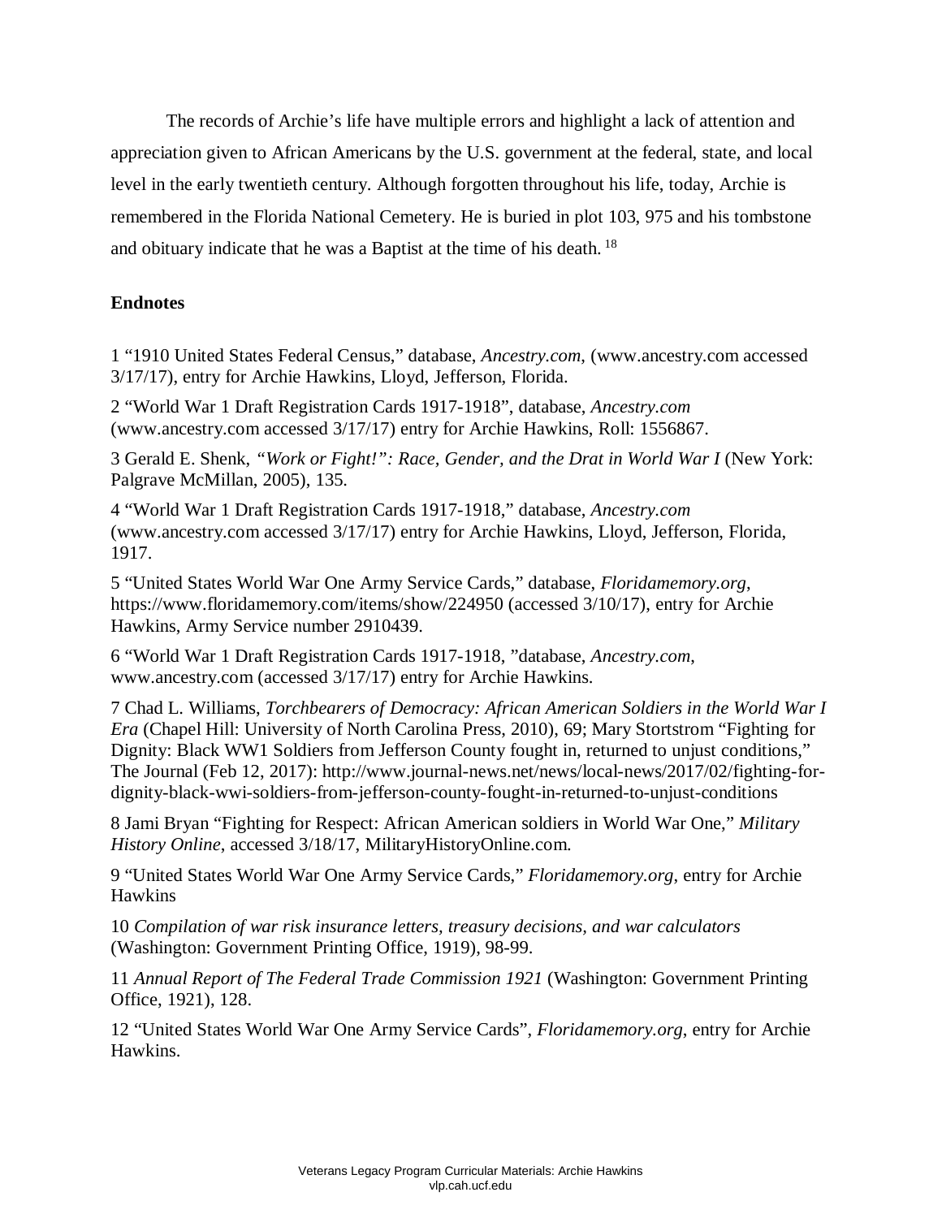The records of Archie's life have multiple errors and highlight a lack of attention and appreciation given to African Americans by the U.S. government at the federal, state, and local level in the early twentieth century. Although forgotten throughout his life, today, Archie is remembered in the Florida National Cemetery. He is buried in plot 103, 975 and his tombstone and obituary indicate that he was a Baptist at the time of his death. [18]

**Endnotes**

1 "1910 United States Federal Census," database, *Ancestry.com*, (www.ancestry.com accessed 3/17/17), entry for Archie Hawkins, Lloyd, Jefferson, Florida.

2 "World War 1 Draft Registration Cards 1917-1918", database, *Ancestry.com* (www.ancestry.com accessed 3/17/17) entry for Archie Hawkins, Roll: 1556867.

3 Gerald E. Shenk, *"Work or Fight!": Race, Gender, and the Drat in World War I* (New York: Palgrave McMillan, 2005), 135.

4 "World War 1 Draft Registration Cards 1917-1918," database, *Ancestry.com* (www.ancestry.com accessed 3/17/17) entry for Archie Hawkins, Lloyd, Jefferson, Florida, 1917.

5 "United States World War One Army Service Cards," database, *Floridamemory.org*, https://www.floridamemory.com/items/show/224950 (accessed 3/10/17), entry for Archie Hawkins, Army Service number 2910439.

6 "World War 1 Draft Registration Cards 1917-1918, "database, *Ancestry.com*, www.ancestry.com (accessed 3/17/17) entry for Archie Hawkins.

7 Chad L. Williams, *Torchbearers of Democracy: African American Soldiers in the World War I Era* (Chapel Hill: University of North Carolina Press, 2010), 69; Mary Stortstrom "Fighting for Dignity: Black WW1 Soldiers from Jefferson County fought in, returned to unjust conditions," The Journal (Feb 12, 2017): http://www.journal-news.net/news/local-news/2017/02/fighting-for-dignity-black-wwi-soldiers-from-jefferson-county-fought-in-returned-to-unjust-conditions

8 Jami Bryan "Fighting for Respect: African American soldiers in World War One," *Military History Online*, accessed 3/18/17, MilitaryHistoryOnline.com.

9 "United States World War One Army Service Cards," *Floridamemory.org*, entry for Archie Hawkins

10 *Compilation of war risk insurance letters, treasury decisions, and war calculators* (Washington: Government Printing Office, 1919), 98-99.

11 *Annual Report of The Federal Trade Commission 1921* (Washington: Government Printing Office, 1921), 128.

12 "United States World War One Army Service Cards", *Floridamemory.org*, entry for Archie Hawkins.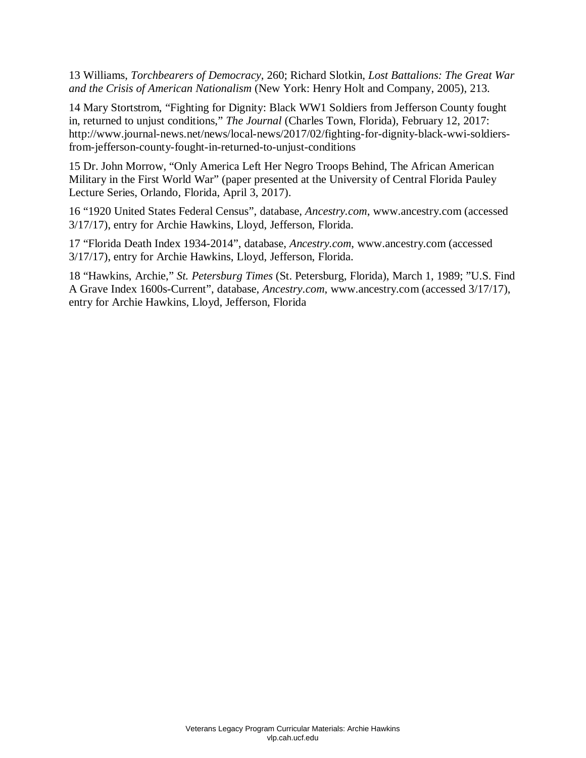13 Williams, *Torchbearers of Democracy*, 260; Richard Slotkin, *Lost Battalions: The Great War and the Crisis of American Nationalism* (New York: Henry Holt and Company, 2005), 213.

14 Mary Stortstrom, “Fighting for Dignity: Black WW1 Soldiers from Jefferson County fought in, returned to unjust conditions,” *The Journal* (Charles Town, Florida), February 12, 2017: http://www.journal-news.net/news/local-news/2017/02/fighting-for-dignity-black-wwi-soldiers-from-jefferson-county-fought-in-returned-to-unjust-conditions

15 Dr. John Morrow, “Only America Left Her Negro Troops Behind, The African American Military in the First World War” (paper presented at the University of Central Florida Pauley Lecture Series, Orlando, Florida, April 3, 2017).

16 “1920 United States Federal Census”, database, *Ancestry.com*, www.ancestry.com (accessed 3/17/17), entry for Archie Hawkins, Lloyd, Jefferson, Florida.

17 “Florida Death Index 1934-2014”, database, *Ancestry.com*, www.ancestry.com (accessed 3/17/17), entry for Archie Hawkins, Lloyd, Jefferson, Florida.

18 “Hawkins, Archie,” *St. Petersburg Times* (St. Petersburg, Florida), March 1, 1989; ”U.S. Find A Grave Index 1600s-Current”, database, *Ancestry.com*, www.ancestry.com (accessed 3/17/17), entry for Archie Hawkins, Lloyd, Jefferson, Florida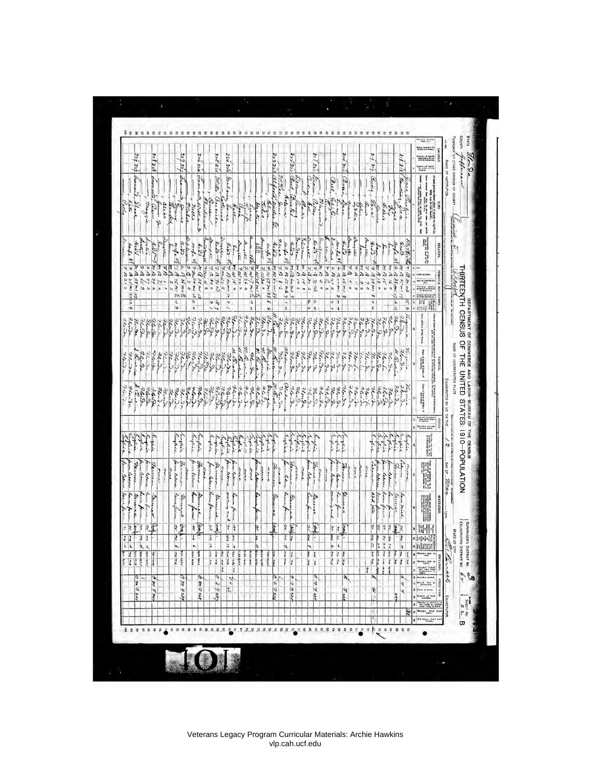DEPARTMENT OF COMMERCE AND LABOR—BUREAU OF THE CENSUS

# THIRTEENTH CENSUS OF THE UNITED STATES: 1910—POPULATION

STATE: Florida

COUNTY: Jefferson

SUPERVISOR'S DISTRICT NO. 3

ENUMERATION DISTRICT NO. 67

SHEET NO. 21 B

TOWNSHIP OR OTHER DIVISION OF COUNTY

NAME OF INSTITUTION

NAME OF INCORPORATED PLACE

WARD OF CITY

ENUMERATED BY ME ON THE 12 DAY OF May, 1910.

ENUMERATOR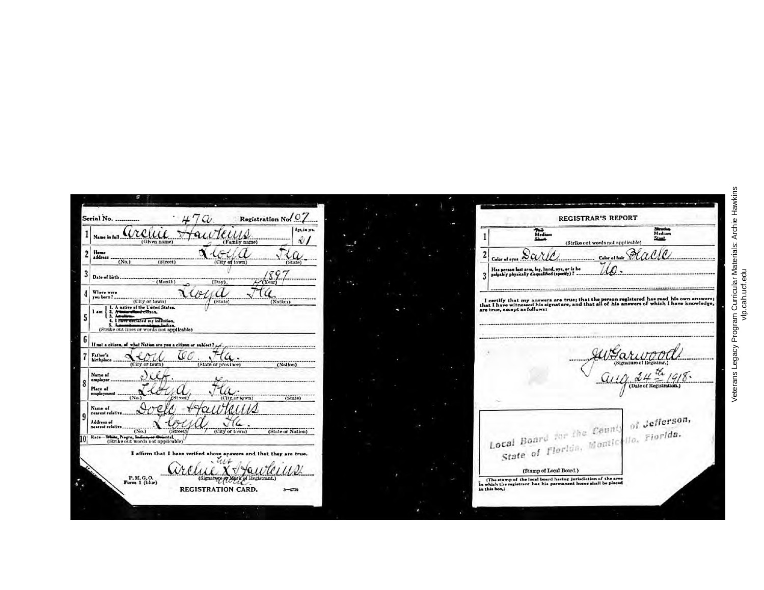Serial No. 47a Registration No. 107

1 Name in full Archie Hawkins (Given name) (Family name) Age, in yrs. 21

2 Home address Lloyd Fla. (No.) (Street) (City or town) (State)

3 Date of birth (Month) (Day) 1897 (Year)

4 Where were you born? Lloyd Fla. (City or town) (State) (Nation)

5 I am
1. A native of the United States.
2. ~~A naturalized citizen.~~
3. ~~An alien.~~
4. ~~I have declared my intention.~~
5. ~~A noncitizen Indian.~~
(Strike out lines or words not applicable)

6 If not a citizen, of what Nation are you a citizen or subject? ~~~~

7 Father's birthplace Leon Co. Fla. (City or town) (State or province) (Nation)

8 Name of employer Self.
Place of employment Lloyd, Fla. (No.) (Street) (City or town) (State)

9 Name of nearest relative Docla Hawkins
Address of nearest relative Lloyd, Fla. (No.) (Street) (City or town) (State or Nation)

10 Race—~~White~~, Negro, ~~Indian, or Oriental.~~ (Strike out words not applicable)

I affirm that I have verified above answers and that they are true.

Archie X Hawkins (Signature or Mark of Registrant.)

P. M. G. O. Form 1 (blue)

REGISTRATION CARD. 3—6739

## REGISTRAR'S REPORT

1 ~~Tall~~ Medium ~~Short~~ (Strike out words not applicable) ~~Slender~~ Medium ~~Stout~~

2 Color of eyes Dark Color of hair Black

3 Has person lost arm, leg, hand, eye, or is he palpably physically disqualified (specify)? No.

I certify that my answers are true; that the person registered has read his own answers; that I have witnessed his signature, and that all of his answers of which I have knowledge, are true, except as follows:

J W Garwood (Signature of Registrar.)

Aug 24th 1918. (Date of Registration.)

Local Board for the County of Jefferson, State of Florida, Monticello, Florida.

(Stamp of Local Board.)

(The stamp of the local board having jurisdiction of the area in which the registrant has his permanent home shall be placed in this box.)

Veterans Legacy Program Curricular Materials: Archie Hawkins
vlp.cah.ucf.edu